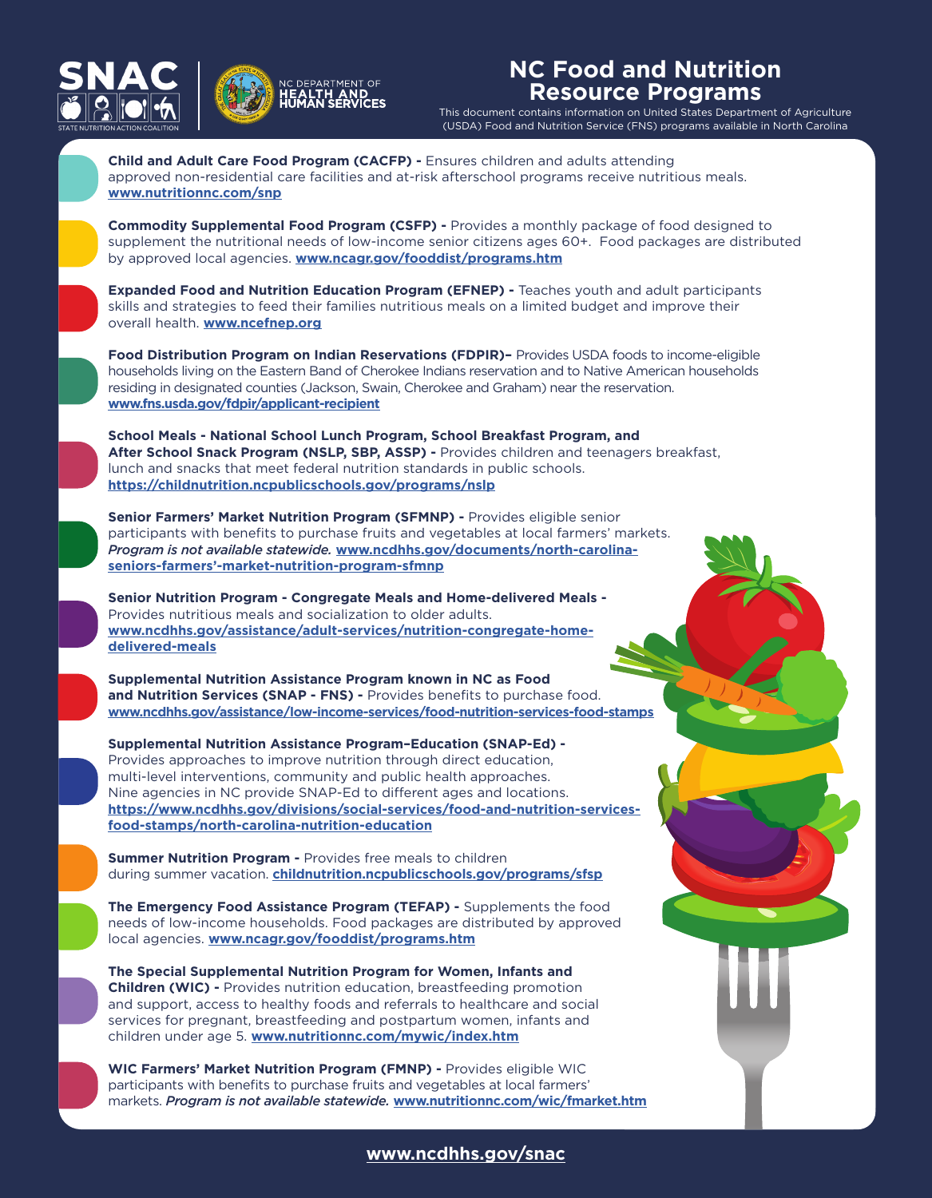SNAC
STATE NUTRITION ACTION COALITION

NC DEPARTMENT OF **HEALTH AND HUMAN SERVICES**

# NC Food and Nutrition Resource Programs

This document contains information on United States Department of Agriculture (USDA) Food and Nutrition Service (FNS) programs available in North Carolina

**Child and Adult Care Food Program (CACFP) -** Ensures children and adults attending approved non-residential care facilities and at-risk afterschool programs receive nutritious meals. **www.nutritionnc.com/snp**

**Commodity Supplemental Food Program (CSFP) -** Provides a monthly package of food designed to supplement the nutritional needs of low-income senior citizens ages 60+. Food packages are distributed by approved local agencies. **www.ncagr.gov/fooddist/programs.htm**

**Expanded Food and Nutrition Education Program (EFNEP) -** Teaches youth and adult participants skills and strategies to feed their families nutritious meals on a limited budget and improve their overall health. **www.ncefnep.org**

**Food Distribution Program on Indian Reservations (FDPIR)–** Provides USDA foods to income-eligible households living on the Eastern Band of Cherokee Indians reservation and to Native American households residing in designated counties (Jackson, Swain, Cherokee and Graham) near the reservation. **www.fns.usda.gov/fdpir/applicant-recipient**

**School Meals - National School Lunch Program, School Breakfast Program, and After School Snack Program (NSLP, SBP, ASSP) -** Provides children and teenagers breakfast, lunch and snacks that meet federal nutrition standards in public schools. **https://childnutrition.ncpublicschools.gov/programs/nslp**

**Senior Farmers' Market Nutrition Program (SFMNP) -** Provides eligible senior participants with benefits to purchase fruits and vegetables at local farmers' markets. *Program is not available statewide.* **www.ncdhhs.gov/documents/north-carolina-seniors-farmers'-market-nutrition-program-sfmnp**

**Senior Nutrition Program - Congregate Meals and Home-delivered Meals -** Provides nutritious meals and socialization to older adults. **www.ncdhhs.gov/assistance/adult-services/nutrition-congregate-home-delivered-meals**

**Supplemental Nutrition Assistance Program known in NC as Food and Nutrition Services (SNAP - FNS) -** Provides benefits to purchase food. **www.ncdhhs.gov/assistance/low-income-services/food-nutrition-services-food-stamps**

**Supplemental Nutrition Assistance Program–Education (SNAP-Ed) -** Provides approaches to improve nutrition through direct education, multi-level interventions, community and public health approaches. Nine agencies in NC provide SNAP-Ed to different ages and locations. **https://www.ncdhhs.gov/divisions/social-services/food-and-nutrition-services-food-stamps/north-carolina-nutrition-education**

**Summer Nutrition Program -** Provides free meals to children during summer vacation. **childnutrition.ncpublicschools.gov/programs/sfsp**

**The Emergency Food Assistance Program (TEFAP) -** Supplements the food needs of low-income households. Food packages are distributed by approved local agencies. **www.ncagr.gov/fooddist/programs.htm**

**The Special Supplemental Nutrition Program for Women, Infants and Children (WIC) -** Provides nutrition education, breastfeeding promotion and support, access to healthy foods and referrals to healthcare and social services for pregnant, breastfeeding and postpartum women, infants and children under age 5. **www.nutritionnc.com/mywic/index.htm**

**WIC Farmers' Market Nutrition Program (FMNP) -** Provides eligible WIC participants with benefits to purchase fruits and vegetables at local farmers' markets. ***Program is not available statewide.*** **www.nutritionnc.com/wic/fmarket.htm**

**www.ncdhhs.gov/snac**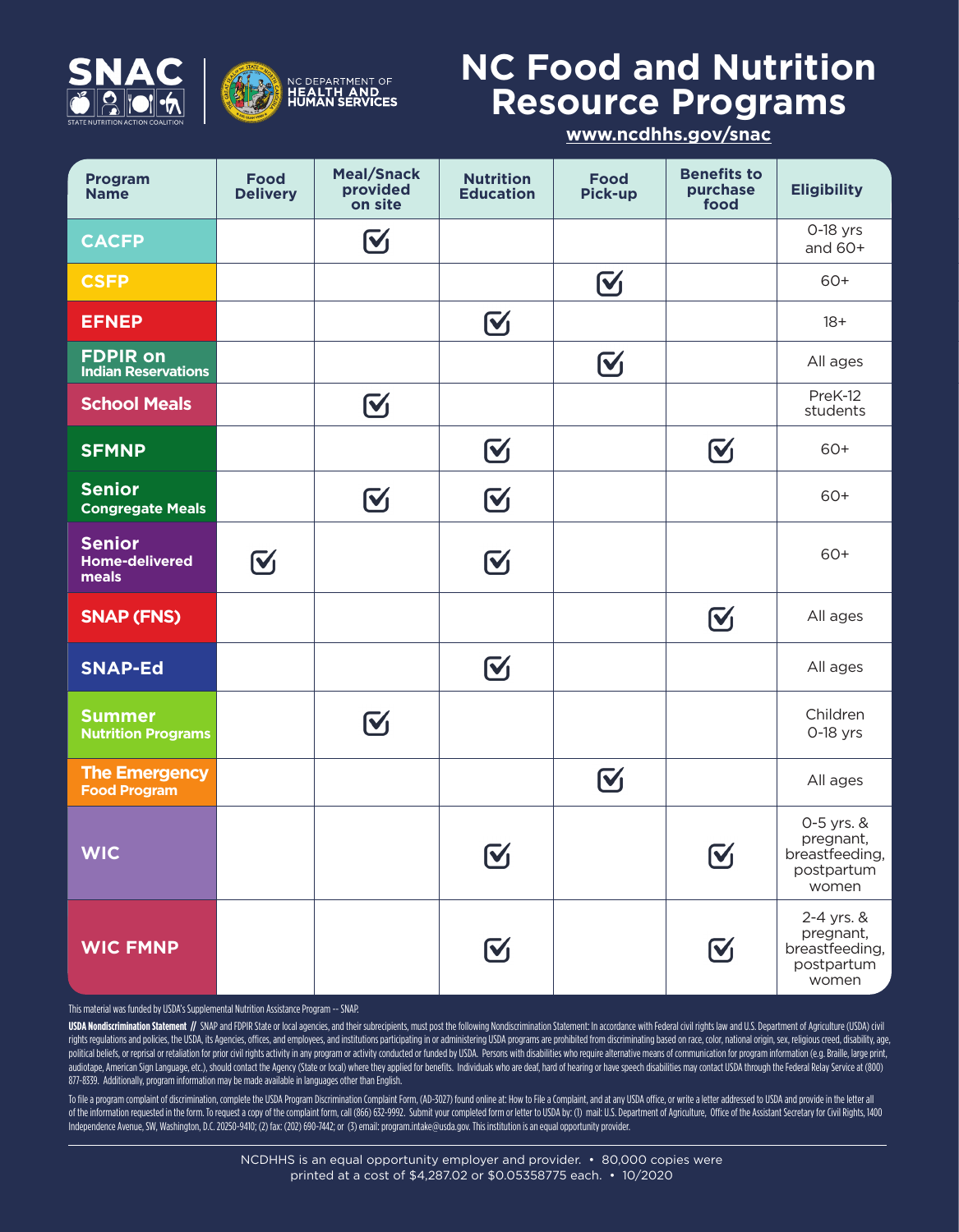SNAC
STATE NUTRITION ACTION COALITION

NC DEPARTMENT OF HEALTH AND HUMAN SERVICES

# NC Food and Nutrition Resource Programs

www.ncdhhs.gov/snac

| Program Name | Food Delivery | Meal/Snack provided on site | Nutrition Education | Food Pick-up | Benefits to purchase food | Eligibility |
|---|---|---|---|---|---|---|
| CACFP | | ☑ | | | | 0-18 yrs and 60+ |
| CSFP | | | | ☑ | | 60+ |
| EFNEP | | | ☑ | | | 18+ |
| FDPIR on Indian Reservations | | | | ☑ | | All ages |
| School Meals | | ☑ | | | | PreK-12 students |
| SFMNP | | | ☑ | | ☑ | 60+ |
| Senior Congregate Meals | | ☑ | ☑ | | | 60+ |
| Senior Home-delivered meals | ☑ | | ☑ | | | 60+ |
| SNAP (FNS) | | | | | ☑ | All ages |
| SNAP-Ed | | | ☑ | | | All ages |
| Summer Nutrition Programs | | ☑ | | | | Children 0-18 yrs |
| The Emergency Food Program | | | | ☑ | | All ages |
| WIC | | | ☑ | | ☑ | 0-5 yrs. & pregnant, breastfeeding, postpartum women |
| WIC FMNP | | | ☑ | | ☑ | 2-4 yrs. & pregnant, breastfeeding, postpartum women |

This material was funded by USDA's Supplemental Nutrition Assistance Program -- SNAP.

**USDA Nondiscrimination Statement //** SNAP and FDPIR State or local agencies, and their subrecipients, must post the following Nondiscrimination Statement: In accordance with Federal civil rights law and U.S. Department of Agriculture (USDA) civil rights regulations and policies, the USDA, its Agencies, offices, and employees, and institutions participating in or administering USDA programs are prohibited from discriminating based on race, color, national origin, sex, religious creed, disability, age, political beliefs, or reprisal or retaliation for prior civil rights activity in any program or activity conducted or funded by USDA. Persons with disabilities who require alternative means of communication for program information (e.g. Braille, large print, audiotape, American Sign Language, etc.), should contact the Agency (State or local) where they applied for benefits. Individuals who are deaf, hard of hearing or have speech disabilities may contact USDA through the Federal Relay Service at (800) 877-8339. Additionally, program information may be made available in languages other than English.

To file a program complaint of discrimination, complete the USDA Program Discrimination Complaint Form, (AD-3027) found online at: How to File a Complaint, and at any USDA office, or write a letter addressed to USDA and provide in the letter all of the information requested in the form. To request a copy of the complaint form, call (866) 632-9992. Submit your completed form or letter to USDA by: (1) mail: U.S. Department of Agriculture, Office of the Assistant Secretary for Civil Rights, 1400 Independence Avenue, SW, Washington, D.C. 20250-9410; (2) fax: (202) 690-7442; or (3) email: program.intake@usda.gov. This institution is an equal opportunity provider.

NCDHHS is an equal opportunity employer and provider. • 80,000 copies were printed at a cost of $4,287.02 or $0.05358775 each. • 10/2020